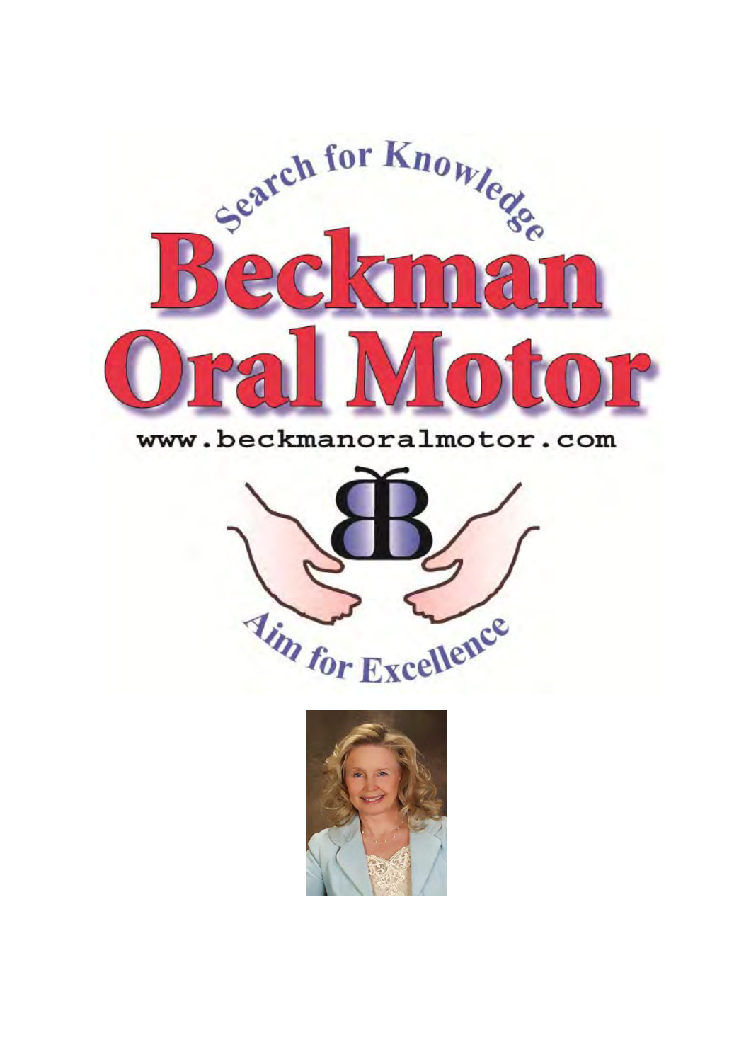Search for Knowledge

# Beckman Oral Motor

www.beckmanoralmotor.com

Aim for Excellence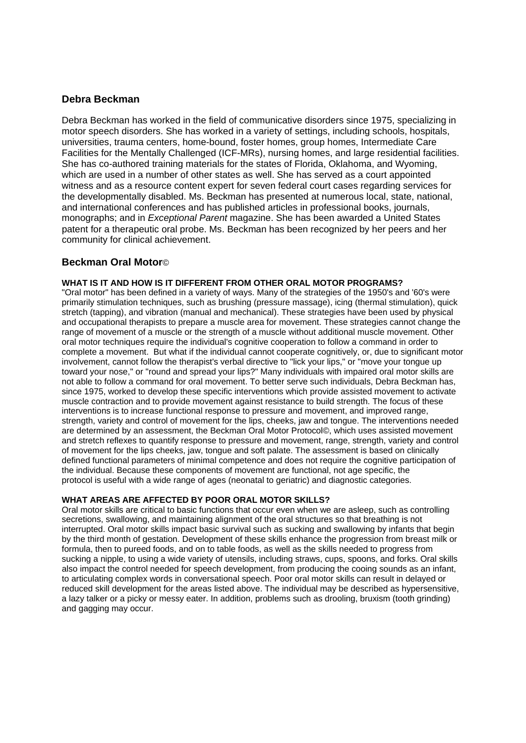## Debra Beckman

Debra Beckman has worked in the field of communicative disorders since 1975, specializing in motor speech disorders. She has worked in a variety of settings, including schools, hospitals, universities, trauma centers, home-bound, foster homes, group homes, Intermediate Care Facilities for the Mentally Challenged (ICF-MRs), nursing homes, and large residential facilities. She has co-authored training materials for the states of Florida, Oklahoma, and Wyoming, which are used in a number of other states as well. She has served as a court appointed witness and as a resource content expert for seven federal court cases regarding services for the developmentally disabled. Ms. Beckman has presented at numerous local, state, national, and international conferences and has published articles in professional books, journals, monographs; and in *Exceptional Parent* magazine. She has been awarded a United States patent for a therapeutic oral probe. Ms. Beckman has been recognized by her peers and her community for clinical achievement.

## Beckman Oral Motor©

**WHAT IS IT AND HOW IS IT DIFFERENT FROM OTHER ORAL MOTOR PROGRAMS?**

"Oral motor" has been defined in a variety of ways. Many of the strategies of the 1950's and '60's were primarily stimulation techniques, such as brushing (pressure massage), icing (thermal stimulation), quick stretch (tapping), and vibration (manual and mechanical). These strategies have been used by physical and occupational therapists to prepare a muscle area for movement. These strategies cannot change the range of movement of a muscle or the strength of a muscle without additional muscle movement. Other oral motor techniques require the individual's cognitive cooperation to follow a command in order to complete a movement. But what if the individual cannot cooperate cognitively, or, due to significant motor involvement, cannot follow the therapist's verbal directive to "lick your lips," or "move your tongue up toward your nose," or "round and spread your lips?" Many individuals with impaired oral motor skills are not able to follow a command for oral movement. To better serve such individuals, Debra Beckman has, since 1975, worked to develop these specific interventions which provide assisted movement to activate muscle contraction and to provide movement against resistance to build strength. The focus of these interventions is to increase functional response to pressure and movement, and improved range, strength, variety and control of movement for the lips, cheeks, jaw and tongue. The interventions needed are determined by an assessment, the Beckman Oral Motor Protocol©, which uses assisted movement and stretch reflexes to quantify response to pressure and movement, range, strength, variety and control of movement for the lips cheeks, jaw, tongue and soft palate. The assessment is based on clinically defined functional parameters of minimal competence and does not require the cognitive participation of the individual. Because these components of movement are functional, not age specific, the protocol is useful with a wide range of ages (neonatal to geriatric) and diagnostic categories.

**WHAT AREAS ARE AFFECTED BY POOR ORAL MOTOR SKILLS?**

Oral motor skills are critical to basic functions that occur even when we are asleep, such as controlling secretions, swallowing, and maintaining alignment of the oral structures so that breathing is not interrupted. Oral motor skills impact basic survival such as sucking and swallowing by infants that begin by the third month of gestation. Development of these skills enhance the progression from breast milk or formula, then to pureed foods, and on to table foods, as well as the skills needed to progress from sucking a nipple, to using a wide variety of utensils, including straws, cups, spoons, and forks. Oral skills also impact the control needed for speech development, from producing the cooing sounds as an infant, to articulating complex words in conversational speech. Poor oral motor skills can result in delayed or reduced skill development for the areas listed above. The individual may be described as hypersensitive, a lazy talker or a picky or messy eater. In addition, problems such as drooling, bruxism (tooth grinding) and gagging may occur.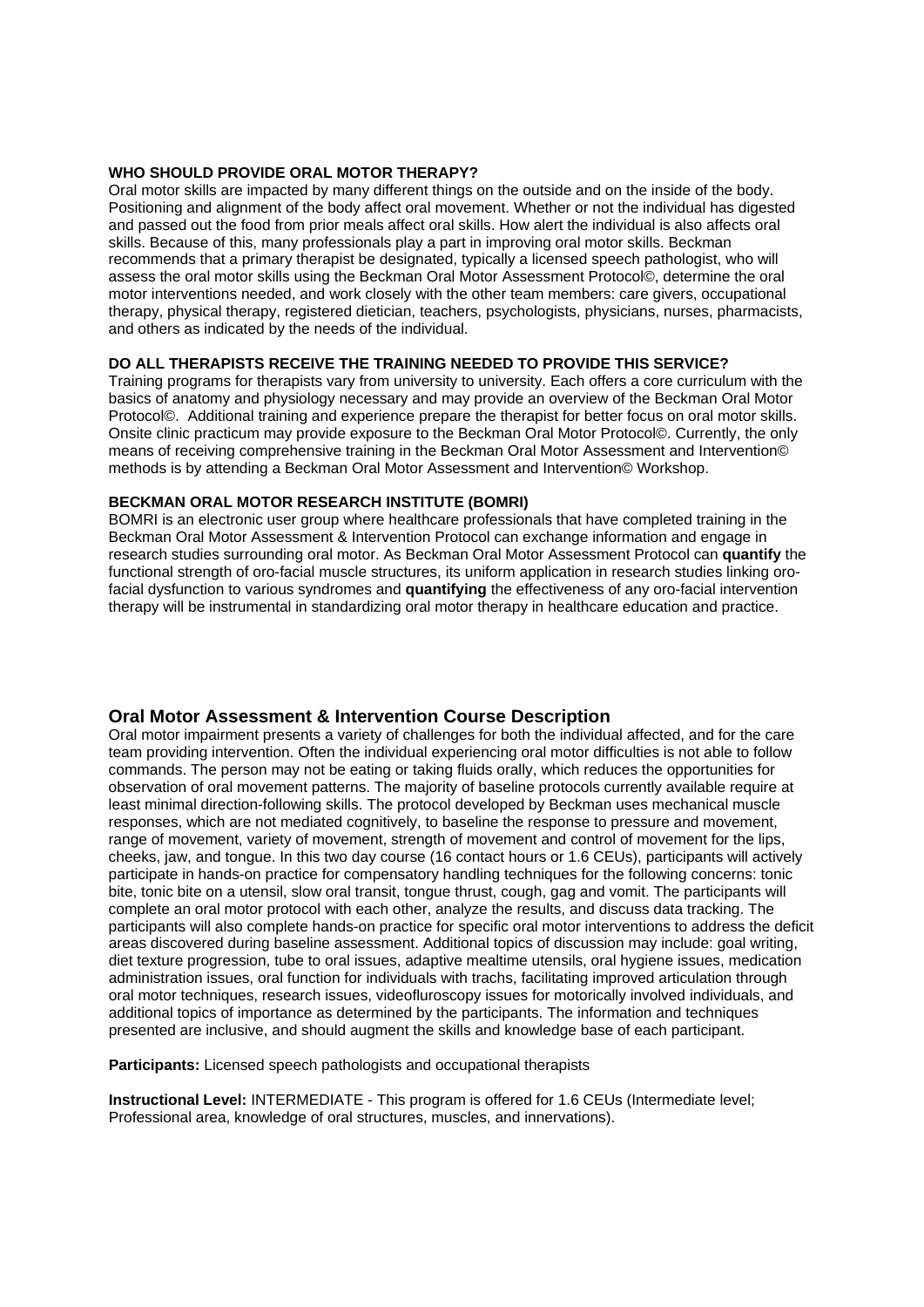**WHO SHOULD PROVIDE ORAL MOTOR THERAPY?**

Oral motor skills are impacted by many different things on the outside and on the inside of the body. Positioning and alignment of the body affect oral movement. Whether or not the individual has digested and passed out the food from prior meals affect oral skills. How alert the individual is also affects oral skills. Because of this, many professionals play a part in improving oral motor skills. Beckman recommends that a primary therapist be designated, typically a licensed speech pathologist, who will assess the oral motor skills using the Beckman Oral Motor Assessment Protocol©, determine the oral motor interventions needed, and work closely with the other team members: care givers, occupational therapy, physical therapy, registered dietician, teachers, psychologists, physicians, nurses, pharmacists, and others as indicated by the needs of the individual.

**DO ALL THERAPISTS RECEIVE THE TRAINING NEEDED TO PROVIDE THIS SERVICE?**

Training programs for therapists vary from university to university. Each offers a core curriculum with the basics of anatomy and physiology necessary and may provide an overview of the Beckman Oral Motor Protocol©. Additional training and experience prepare the therapist for better focus on oral motor skills. Onsite clinic practicum may provide exposure to the Beckman Oral Motor Protocol©. Currently, the only means of receiving comprehensive training in the Beckman Oral Motor Assessment and Intervention© methods is by attending a Beckman Oral Motor Assessment and Intervention© Workshop.

**BECKMAN ORAL MOTOR RESEARCH INSTITUTE (BOMRI)**

BOMRI is an electronic user group where healthcare professionals that have completed training in the Beckman Oral Motor Assessment & Intervention Protocol can exchange information and engage in research studies surrounding oral motor. As Beckman Oral Motor Assessment Protocol can **quantify** the functional strength of oro-facial muscle structures, its uniform application in research studies linking oro-facial dysfunction to various syndromes and **quantifying** the effectiveness of any oro-facial intervention therapy will be instrumental in standardizing oral motor therapy in healthcare education and practice.

## Oral Motor Assessment & Intervention Course Description

Oral motor impairment presents a variety of challenges for both the individual affected, and for the care team providing intervention. Often the individual experiencing oral motor difficulties is not able to follow commands. The person may not be eating or taking fluids orally, which reduces the opportunities for observation of oral movement patterns. The majority of baseline protocols currently available require at least minimal direction-following skills. The protocol developed by Beckman uses mechanical muscle responses, which are not mediated cognitively, to baseline the response to pressure and movement, range of movement, variety of movement, strength of movement and control of movement for the lips, cheeks, jaw, and tongue. In this two day course (16 contact hours or 1.6 CEUs), participants will actively participate in hands-on practice for compensatory handling techniques for the following concerns: tonic bite, tonic bite on a utensil, slow oral transit, tongue thrust, cough, gag and vomit. The participants will complete an oral motor protocol with each other, analyze the results, and discuss data tracking. The participants will also complete hands-on practice for specific oral motor interventions to address the deficit areas discovered during baseline assessment. Additional topics of discussion may include: goal writing, diet texture progression, tube to oral issues, adaptive mealtime utensils, oral hygiene issues, medication administration issues, oral function for individuals with trachs, facilitating improved articulation through oral motor techniques, research issues, videofluroscopy issues for motorically involved individuals, and additional topics of importance as determined by the participants. The information and techniques presented are inclusive, and should augment the skills and knowledge base of each participant.

**Participants:** Licensed speech pathologists and occupational therapists

**Instructional Level:** INTERMEDIATE - This program is offered for 1.6 CEUs (Intermediate level; Professional area, knowledge of oral structures, muscles, and innervations).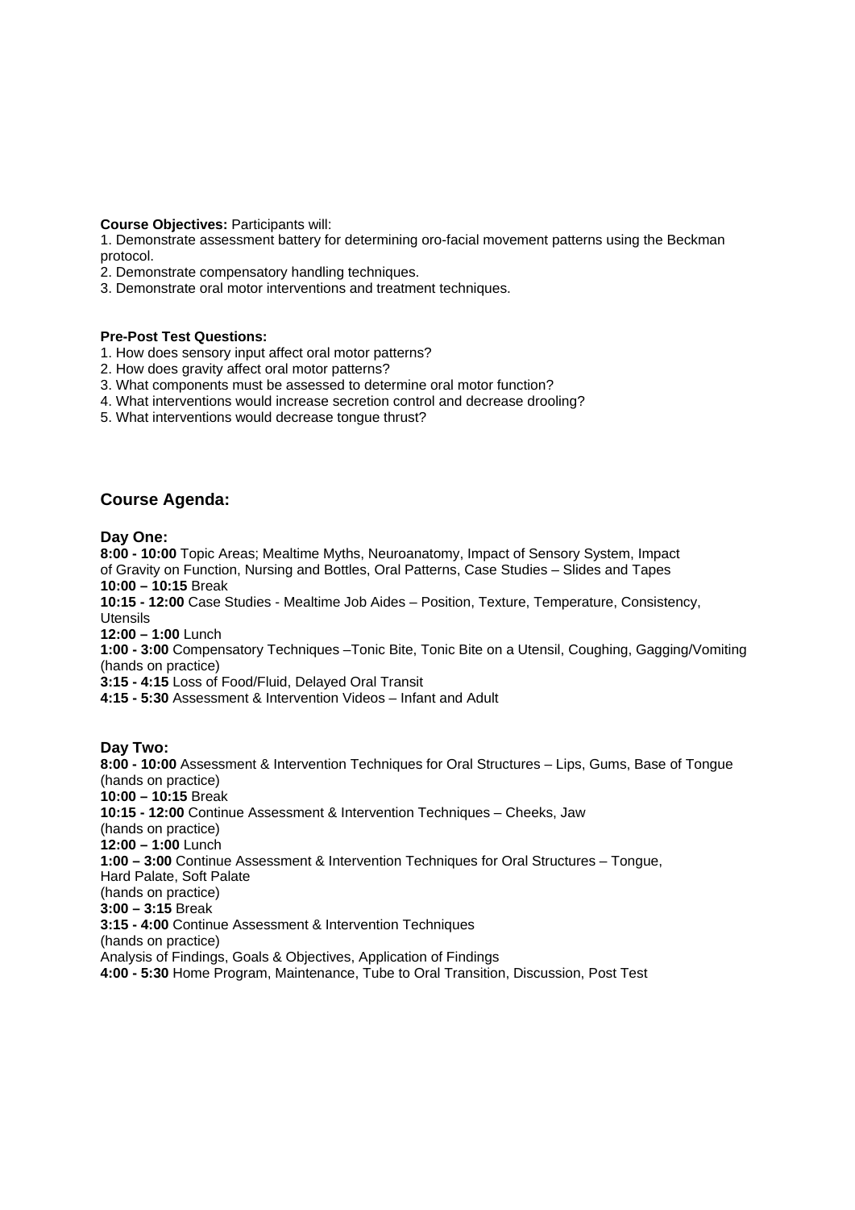**Course Objectives:** Participants will:

1. Demonstrate assessment battery for determining oro-facial movement patterns using the Beckman protocol.
2. Demonstrate compensatory handling techniques.
3. Demonstrate oral motor interventions and treatment techniques.

**Pre-Post Test Questions:**

1. How does sensory input affect oral motor patterns?
2. How does gravity affect oral motor patterns?
3. What components must be assessed to determine oral motor function?
4. What interventions would increase secretion control and decrease drooling?
5. What interventions would decrease tongue thrust?

## Course Agenda:

### Day One:

**8:00 - 10:00** Topic Areas; Mealtime Myths, Neuroanatomy, Impact of Sensory System, Impact of Gravity on Function, Nursing and Bottles, Oral Patterns, Case Studies – Slides and Tapes
**10:00 – 10:15** Break
**10:15 - 12:00** Case Studies - Mealtime Job Aides – Position, Texture, Temperature, Consistency, Utensils
**12:00 – 1:00** Lunch
**1:00 - 3:00** Compensatory Techniques –Tonic Bite, Tonic Bite on a Utensil, Coughing, Gagging/Vomiting (hands on practice)
**3:15 - 4:15** Loss of Food/Fluid, Delayed Oral Transit
**4:15 - 5:30** Assessment & Intervention Videos – Infant and Adult

### Day Two:

**8:00 - 10:00** Assessment & Intervention Techniques for Oral Structures – Lips, Gums, Base of Tongue (hands on practice)
**10:00 – 10:15** Break
**10:15 - 12:00** Continue Assessment & Intervention Techniques – Cheeks, Jaw (hands on practice)
**12:00 – 1:00** Lunch
**1:00 – 3:00** Continue Assessment & Intervention Techniques for Oral Structures – Tongue, Hard Palate, Soft Palate (hands on practice)
**3:00 – 3:15** Break
**3:15 - 4:00** Continue Assessment & Intervention Techniques (hands on practice)
Analysis of Findings, Goals & Objectives, Application of Findings
**4:00 - 5:30** Home Program, Maintenance, Tube to Oral Transition, Discussion, Post Test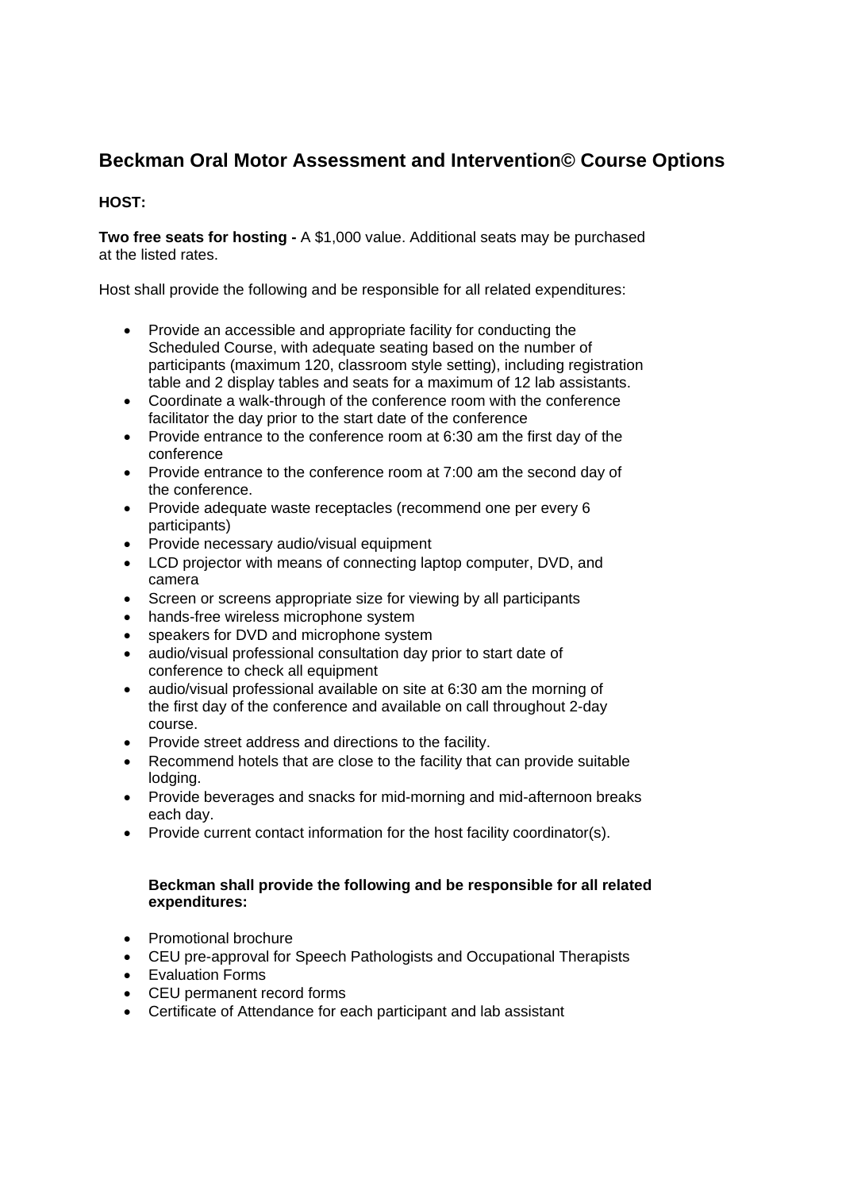## Beckman Oral Motor Assessment and Intervention© Course Options

**HOST:**

**Two free seats for hosting -** A $1,000 value. Additional seats may be purchased at the listed rates.

Host shall provide the following and be responsible for all related expenditures:

- Provide an accessible and appropriate facility for conducting the Scheduled Course, with adequate seating based on the number of participants (maximum 120, classroom style setting), including registration table and 2 display tables and seats for a maximum of 12 lab assistants.
- Coordinate a walk-through of the conference room with the conference facilitator the day prior to the start date of the conference
- Provide entrance to the conference room at 6:30 am the first day of the conference
- Provide entrance to the conference room at 7:00 am the second day of the conference.
- Provide adequate waste receptacles (recommend one per every 6 participants)
- Provide necessary audio/visual equipment
- LCD projector with means of connecting laptop computer, DVD, and camera
- Screen or screens appropriate size for viewing by all participants
- hands-free wireless microphone system
- speakers for DVD and microphone system
- audio/visual professional consultation day prior to start date of conference to check all equipment
- audio/visual professional available on site at 6:30 am the morning of the first day of the conference and available on call throughout 2-day course.
- Provide street address and directions to the facility.
- Recommend hotels that are close to the facility that can provide suitable lodging.
- Provide beverages and snacks for mid-morning and mid-afternoon breaks each day.
- Provide current contact information for the host facility coordinator(s).

**Beckman shall provide the following and be responsible for all related expenditures:**

- Promotional brochure
- CEU pre-approval for Speech Pathologists and Occupational Therapists
- Evaluation Forms
- CEU permanent record forms
- Certificate of Attendance for each participant and lab assistant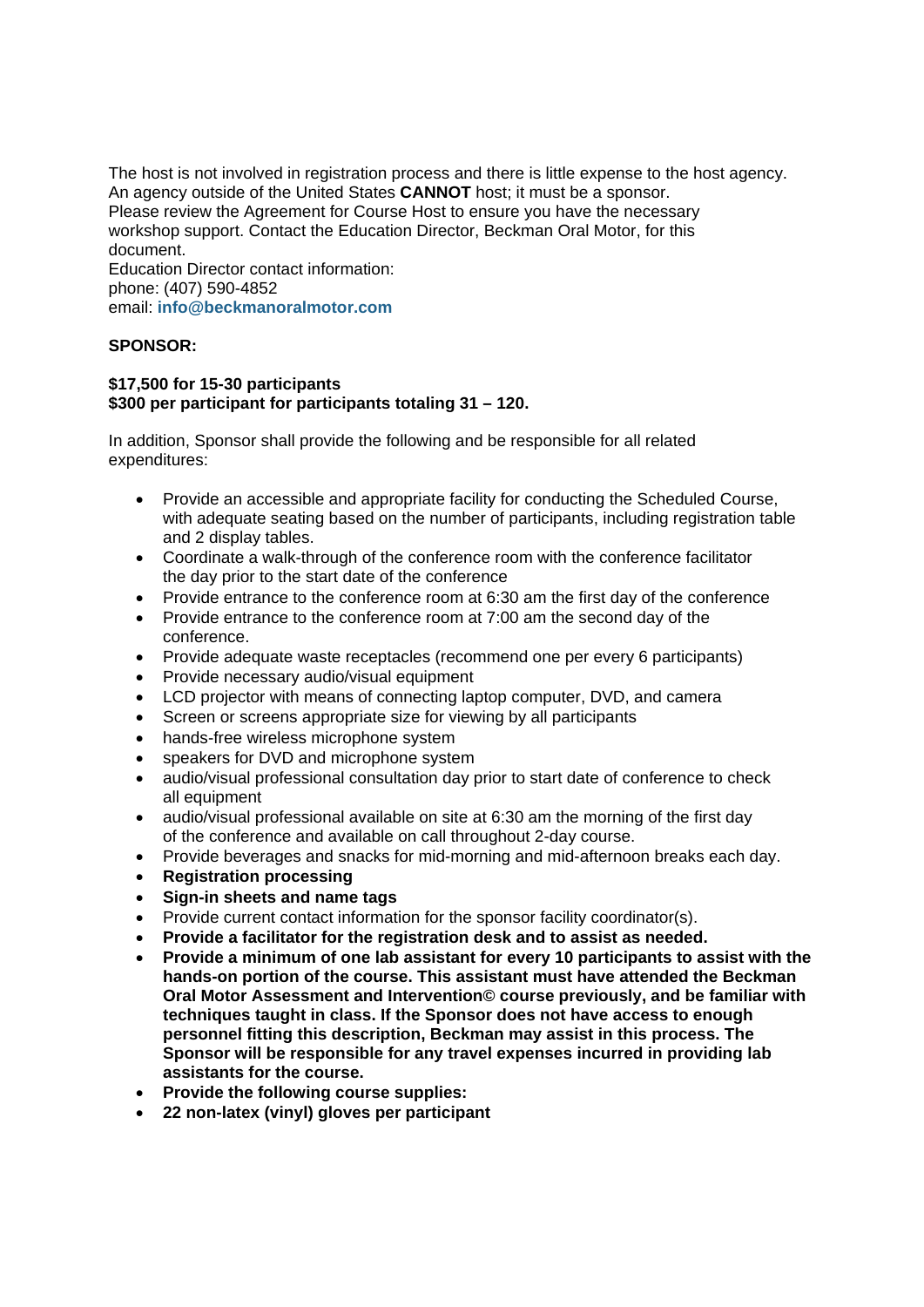The host is not involved in registration process and there is little expense to the host agency. An agency outside of the United States **CANNOT** host; it must be a sponsor.
Please review the Agreement for Course Host to ensure you have the necessary workshop support. Contact the Education Director, Beckman Oral Motor, for this document.
Education Director contact information:
phone: (407) 590-4852
email: **info@beckmanoralmotor.com**

**SPONSOR:**

**$17,500 for 15-30 participants**
**$300 per participant for participants totaling 31 – 120.**

In addition, Sponsor shall provide the following and be responsible for all related expenditures:

- Provide an accessible and appropriate facility for conducting the Scheduled Course, with adequate seating based on the number of participants, including registration table and 2 display tables.
- Coordinate a walk-through of the conference room with the conference facilitator the day prior to the start date of the conference
- Provide entrance to the conference room at 6:30 am the first day of the conference
- Provide entrance to the conference room at 7:00 am the second day of the conference.
- Provide adequate waste receptacles (recommend one per every 6 participants)
- Provide necessary audio/visual equipment
- LCD projector with means of connecting laptop computer, DVD, and camera
- Screen or screens appropriate size for viewing by all participants
- hands-free wireless microphone system
- speakers for DVD and microphone system
- audio/visual professional consultation day prior to start date of conference to check all equipment
- audio/visual professional available on site at 6:30 am the morning of the first day of the conference and available on call throughout 2-day course.
- Provide beverages and snacks for mid-morning and mid-afternoon breaks each day.
- **Registration processing**
- **Sign-in sheets and name tags**
- Provide current contact information for the sponsor facility coordinator(s).
- **Provide a facilitator for the registration desk and to assist as needed.**
- **Provide a minimum of one lab assistant for every 10 participants to assist with the hands-on portion of the course. This assistant must have attended the Beckman Oral Motor Assessment and Intervention© course previously, and be familiar with techniques taught in class. If the Sponsor does not have access to enough personnel fitting this description, Beckman may assist in this process. The Sponsor will be responsible for any travel expenses incurred in providing lab assistants for the course.**
- **Provide the following course supplies:**
- **22 non-latex (vinyl) gloves per participant**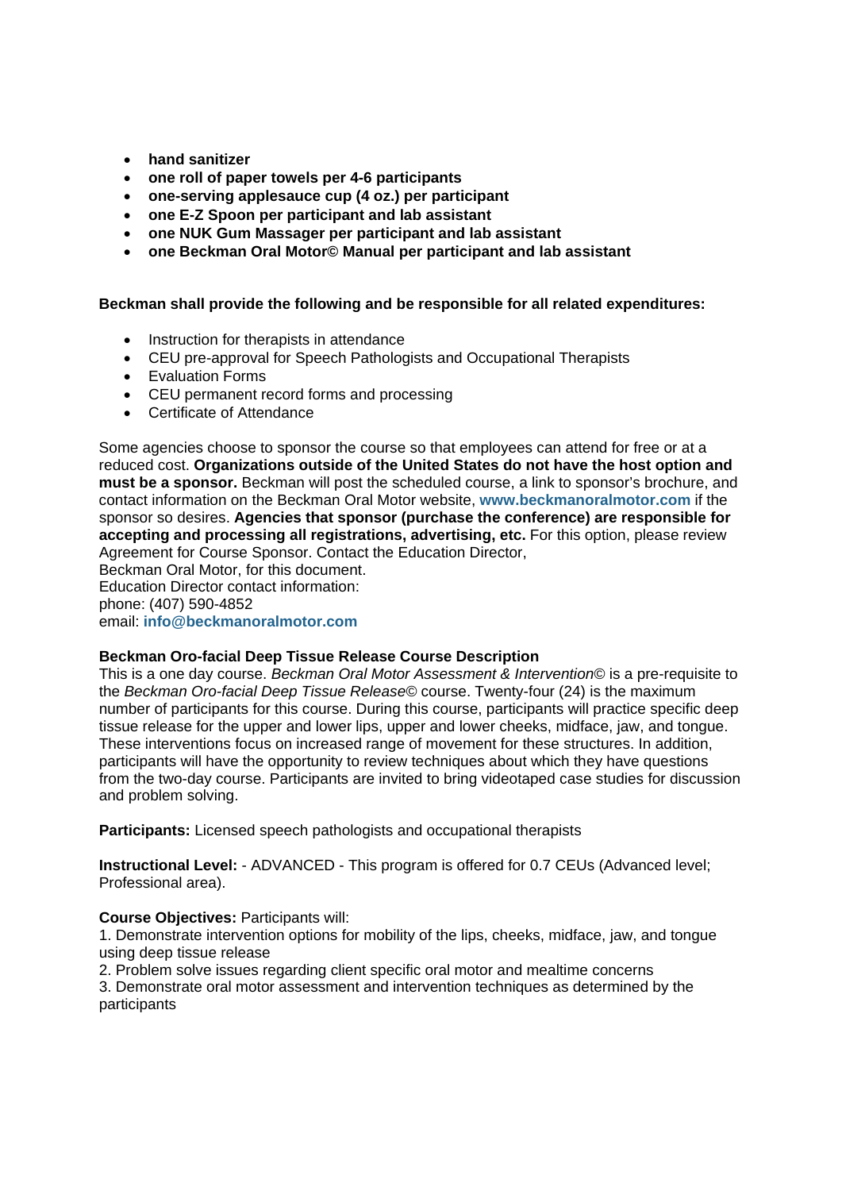- **hand sanitizer**
- **one roll of paper towels per 4-6 participants**
- **one-serving applesauce cup (4 oz.) per participant**
- **one E-Z Spoon per participant and lab assistant**
- **one NUK Gum Massager per participant and lab assistant**
- **one Beckman Oral Motor© Manual per participant and lab assistant**

**Beckman shall provide the following and be responsible for all related expenditures:**

- Instruction for therapists in attendance
- CEU pre-approval for Speech Pathologists and Occupational Therapists
- Evaluation Forms
- CEU permanent record forms and processing
- Certificate of Attendance

Some agencies choose to sponsor the course so that employees can attend for free or at a reduced cost. **Organizations outside of the United States do not have the host option and must be a sponsor.** Beckman will post the scheduled course, a link to sponsor's brochure, and contact information on the Beckman Oral Motor website, **www.beckmanoralmotor.com** if the sponsor so desires. **Agencies that sponsor (purchase the conference) are responsible for accepting and processing all registrations, advertising, etc.** For this option, please review Agreement for Course Sponsor. Contact the Education Director,
Beckman Oral Motor, for this document.
Education Director contact information:
phone: (407) 590-4852
email: **info@beckmanoralmotor.com**

**Beckman Oro-facial Deep Tissue Release Course Description**
This is a one day course. *Beckman Oral Motor Assessment & Intervention©* is a pre-requisite to the *Beckman Oro-facial Deep Tissue Release©* course. Twenty-four (24) is the maximum number of participants for this course. During this course, participants will practice specific deep tissue release for the upper and lower lips, upper and lower cheeks, midface, jaw, and tongue. These interventions focus on increased range of movement for these structures. In addition, participants will have the opportunity to review techniques about which they have questions from the two-day course. Participants are invited to bring videotaped case studies for discussion and problem solving.

**Participants:** Licensed speech pathologists and occupational therapists

**Instructional Level:** - ADVANCED - This program is offered for 0.7 CEUs (Advanced level; Professional area).

**Course Objectives:** Participants will:
1. Demonstrate intervention options for mobility of the lips, cheeks, midface, jaw, and tongue using deep tissue release
2. Problem solve issues regarding client specific oral motor and mealtime concerns
3. Demonstrate oral motor assessment and intervention techniques as determined by the participants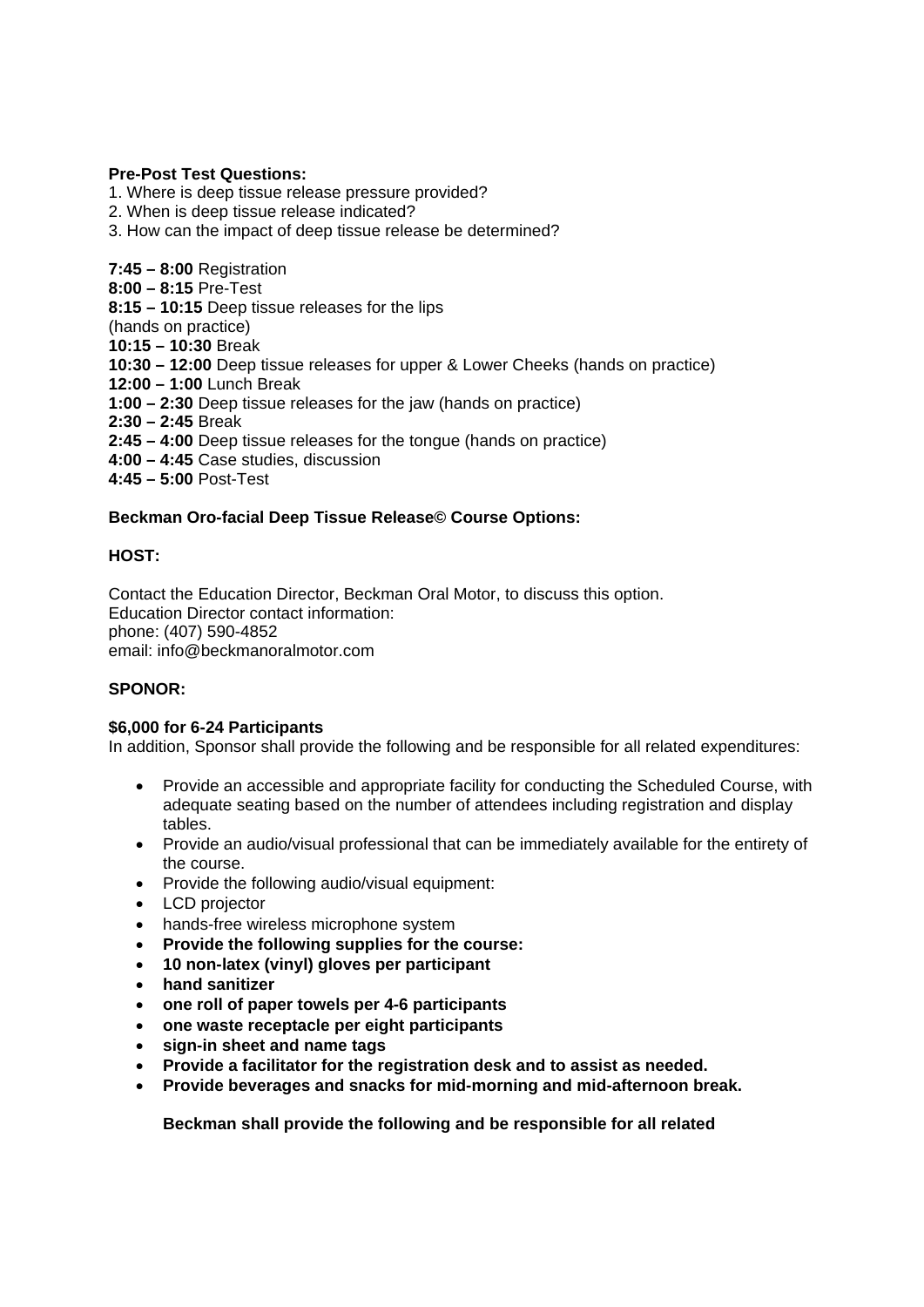**Pre-Post Test Questions:**

1. Where is deep tissue release pressure provided?
2. When is deep tissue release indicated?
3. How can the impact of deep tissue release be determined?

**7:45 – 8:00** Registration
**8:00 – 8:15** Pre-Test
**8:15 – 10:15** Deep tissue releases for the lips
(hands on practice)
**10:15 – 10:30** Break
**10:30 – 12:00** Deep tissue releases for upper & Lower Cheeks (hands on practice)
**12:00 – 1:00** Lunch Break
**1:00 – 2:30** Deep tissue releases for the jaw (hands on practice)
**2:30 – 2:45** Break
**2:45 – 4:00** Deep tissue releases for the tongue (hands on practice)
**4:00 – 4:45** Case studies, discussion
**4:45 – 5:00** Post-Test

**Beckman Oro-facial Deep Tissue Release© Course Options:**

**HOST:**

Contact the Education Director, Beckman Oral Motor, to discuss this option.
Education Director contact information:
phone: (407) 590-4852
email: info@beckmanoralmotor.com

**SPONOR:**

**$6,000 for 6-24 Participants**
In addition, Sponsor shall provide the following and be responsible for all related expenditures:

- Provide an accessible and appropriate facility for conducting the Scheduled Course, with adequate seating based on the number of attendees including registration and display tables.
- Provide an audio/visual professional that can be immediately available for the entirety of the course.
- Provide the following audio/visual equipment:
- LCD projector
- hands-free wireless microphone system
- **Provide the following supplies for the course:**
- **10 non-latex (vinyl) gloves per participant**
- **hand sanitizer**
- **one roll of paper towels per 4-6 participants**
- **one waste receptacle per eight participants**
- **sign-in sheet and name tags**
- **Provide a facilitator for the registration desk and to assist as needed.**
- **Provide beverages and snacks for mid-morning and mid-afternoon break.**

**Beckman shall provide the following and be responsible for all related**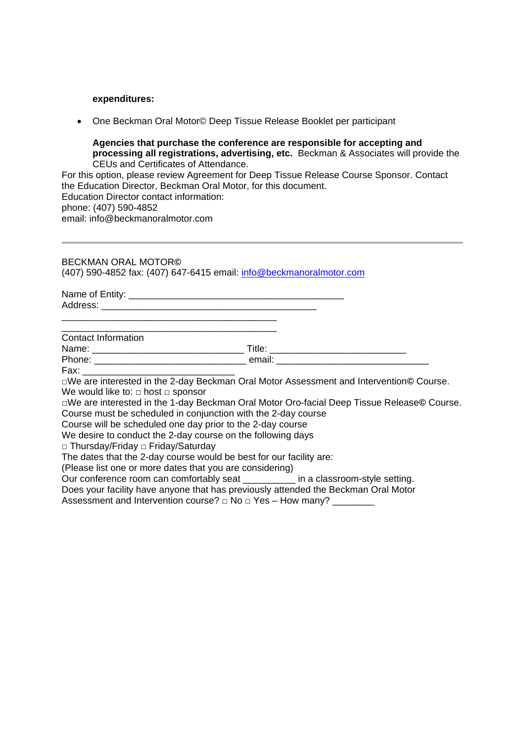**expenditures:**

- One Beckman Oral Motor© Deep Tissue Release Booklet per participant

**Agencies that purchase the conference are responsible for accepting and processing all registrations, advertising, etc.** Beckman & Associates will provide the CEUs and Certificates of Attendance.

For this option, please review Agreement for Deep Tissue Release Course Sponsor. Contact the Education Director, Beckman Oral Motor, for this document.
Education Director contact information:
phone: (407) 590-4852
email: info@beckmanoralmotor.com

---

BECKMAN ORAL MOTOR©
(407) 590-4852 fax: (407) 647-6415 email: info@beckmanoralmotor.com

Name of Entity: ________________________________________
Address: ________________________________________
________________________________________
________________________________________

Contact Information
Name: ____________________________ Title: _________________________
Phone: ____________________________ email: ____________________________
Fax: ____________________________

□We are interested in the 2-day Beckman Oral Motor Assessment and Intervention© Course.
We would like to: □ host □ sponsor
□We are interested in the 1-day Beckman Oral Motor Oro-facial Deep Tissue Release© Course.
Course must be scheduled in conjunction with the 2-day course
Course will be scheduled one day prior to the 2-day course
We desire to conduct the 2-day course on the following days
□ Thursday/Friday □ Friday/Saturday
The dates that the 2-day course would be best for our facility are:
(Please list one or more dates that you are considering)
Our conference room can comfortably seat __________ in a classroom-style setting.
Does your facility have anyone that has previously attended the Beckman Oral Motor Assessment and Intervention course? □ No □ Yes – How many? ________